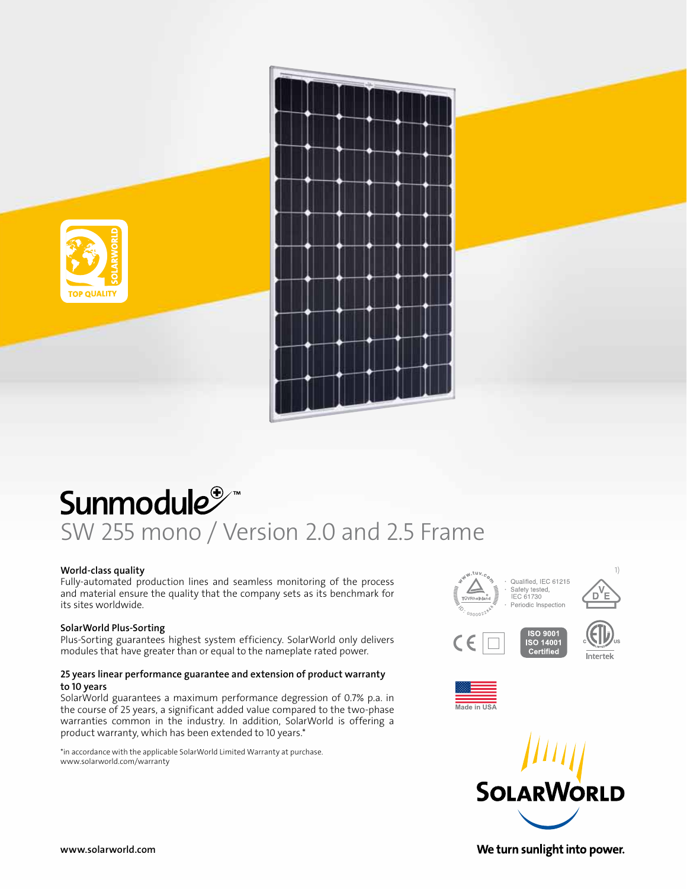# Sunmodule™

## SW 255 mono / Version 2.0 and 2.5 Frame

### World-class quality

Fully-automated production lines and seamless monitoring of the process and material ensure the quality that the company sets as its benchmark for its sites worldwide.

### SolarWorld Plus-Sorting

Plus-Sorting guarantees highest system efficiency. SolarWorld only delivers modules that have greater than or equal to the nameplate rated power.

### 25 years linear performance guarantee and extension of product warranty to 10 years

SolarWorld guarantees a maximum performance degression of 0.7% p.a. in the course of 25 years, a significant added value compared to the two-phase warranties common in the industry. In addition, SolarWorld is offering a product warranty, which has been extended to 10 years.*

*in accordance with the applicable SolarWorld Limited Warranty at purchase.
www.solarworld.com/warranty

- Qualified, IEC 61215
- Safety tested, IEC 61730
- Periodic Inspection

1)

ISO 9001
ISO 14001
Certified

Intertek

Made in USA

SOLARWORLD

We turn sunlight into power.

www.solarworld.com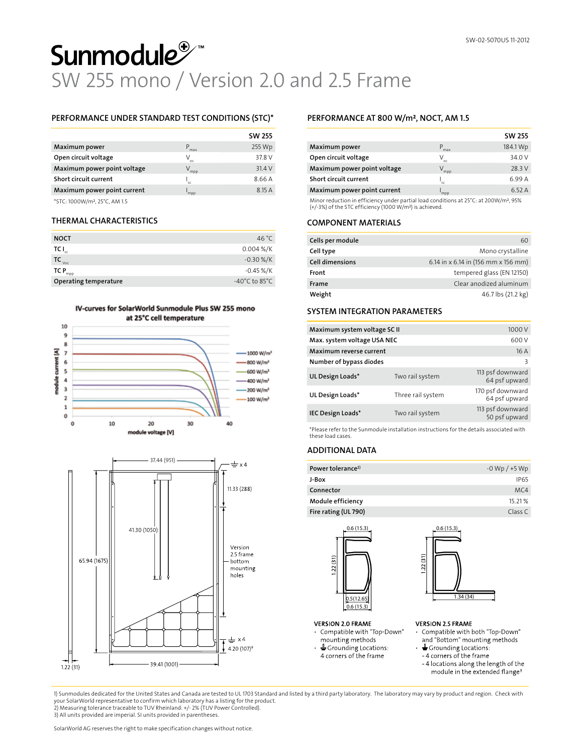# Sunmodule™

## SW 255 mono / Version 2.0 and 2.5 Frame

### PERFORMANCE UNDER STANDARD TEST CONDITIONS (STC)*

| | | SW 255 |
|---|---|---|
| Maximum power | $P_{max}$ | 255 Wp |
| Open circuit voltage | $V_{oc}$ | 37.8 V |
| Maximum power point voltage | $V_{mpp}$ | 31.4 V |
| Short circuit current | $I_{sc}$ | 8.66 A |
| Maximum power point current | $I_{mpp}$ | 8.15 A |

*STC: 1000W/m², 25°C, AM 1.5

### THERMAL CHARACTERISTICS

| | |
|---|---|
| NOCT | 46 °C |
| TC $I_{sc}$ | 0.004 %/K |
| TC $_{Voc}$ | -0.30 %/K |
| TC $P_{mpp}$ | -0.45 %/K |
| Operating temperature | -40°C to 85°C |

IV-curves for SolarWorld Sunmodule Plus SW 255 mono at 25°C cell temperature

module current [A]

module voltage [V]

1000 W/m²
800 W/m²
600 W/m²
400 W/m²
200 W/m²
100 W/m²

37.44 (951)
x 4
11.33 (288)
41.30 (1050)
65.94 (1675)
Version 2.5 frame bottom mounting holes
x 4
4.20 (107)†
1.22 (31)
39.41 (1001)

### PERFORMANCE AT 800 W/m², NOCT, AM 1.5

| | | SW 255 |
|---|---|---|
| Maximum power | $P_{max}$ | 184.1 Wp |
| Open circuit voltage | $V_{oc}$ | 34.0 V |
| Maximum power point voltage | $V_{mpp}$ | 28.3 V |
| Short circuit current | $I_{sc}$ | 6.99 A |
| Maximum power point current | $I_{mpp}$ | 6.52 A |

Minor reduction in efficiency under partial load conditions at 25°C: at 200W/m², 95% (+/-3%) of the STC efficiency (1000 W/m²) is achieved.

### COMPONENT MATERIALS

| | |
|---|---|
| Cells per module | 60 |
| Cell type | Mono crystalline |
| Cell dimensions | 6.14 in x 6.14 in (156 mm x 156 mm) |
| Front | tempered glass (EN 12150) |
| Frame | Clear anodized aluminum |
| Weight | 46.7 lbs (21.2 kg) |

### SYSTEM INTEGRATION PARAMETERS

| | | |
|---|---|---|
| Maximum system voltage SC II | | 1000 V |
| Max. system voltage USA NEC | | 600 V |
| Maximum reverse current | | 16 A |
| Number of bypass diodes | | 3 |
| UL Design Loads* | Two rail system | 113 psf downward 64 psf upward |
| UL Design Loads* | Three rail system | 170 psf downward 64 psf upward |
| IEC Design Loads* | Two rail system | 113 psf downward 50 psf upward |

*Please refer to the Sunmodule installation instructions for the details associated with these load cases.

### ADDITIONAL DATA

| | |
|---|---|
| Power tolerance[2)] | -0 Wp / +5 Wp |
| J-Box | IP65 |
| Connector | MC4 |
| Module efficiency | 15.21 % |
| Fire rating (UL 790) | Class C |

0.6 (15.3)
1.22 (31)
0.5(12.65)
0.6 (15.3)

0.6 (15.3)
1.22 (31)
1.34 (34)

**VERSION 2.0 FRAME**

- Compatible with "Top-Down" mounting methods
- ⏚ Grounding Locations: 4 corners of the frame

**VERSION 2.5 FRAME**

- Compatible with both "Top-Down" and "Bottom" mounting methods
- ⏚ Grounding Locations:
  - 4 corners of the frame
  - 4 locations along the length of the module in the extended flange†

1) Sunmodules dedicated for the United States and Canada are tested to UL 1703 Standard and listed by a third party laboratory. The laboratory may vary by product and region. Check with your SolarWorld representative to confirm which laboratory has a listing for the product.
2) Measuring tolerance traceable to TUV Rheinland: +/- 2% (TUV Power Controlled).
3) All units provided are imperial. SI units provided in parentheses.

SolarWorld AG reserves the right to make specification changes without notice.